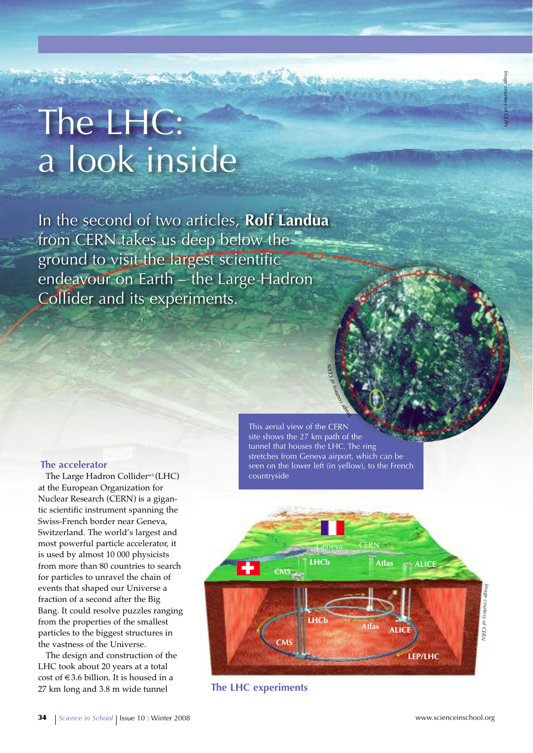# The LHC: a look inside

In the second of two articles, **Rolf Landua** from CERN takes us deep below the ground to visit the largest scientific endeavour on Earth – the Large Hadron Collider and its experiments.

*Image courtesy of CERN*

This aerial view of the CERN site shows the 27 km path of the tunnel that houses the LHC. The ring stretches from Geneva airport, which can be seen on the lower left (in yellow), to the French countryside

*Image courtesy of CERN*

## The accelerator

The Large Hadron Collider[w1] (LHC) at the European Organization for Nuclear Research (CERN) is a gigantic scientific instrument spanning the Swiss-French border near Geneva, Switzerland. The world's largest and most powerful particle accelerator, it is used by almost 10 000 physicists from more than 80 countries to search for particles to unravel the chain of events that shaped our Universe a fraction of a second after the Big Bang. It could resolve puzzles ranging from the properties of the smallest particles to the biggest structures in the vastness of the Universe.

The design and construction of the LHC took about 20 years at a total cost of €3.6 billion. It is housed in a 27 km long and 3.8 m wide tunnel

Geneva
CERN
LHCb
Atlas
ALICE
CMS
LHCb
Atlas
ALICE
CMS
LEP/LHC

*Image courtesy of CERN*

**The LHC experiments**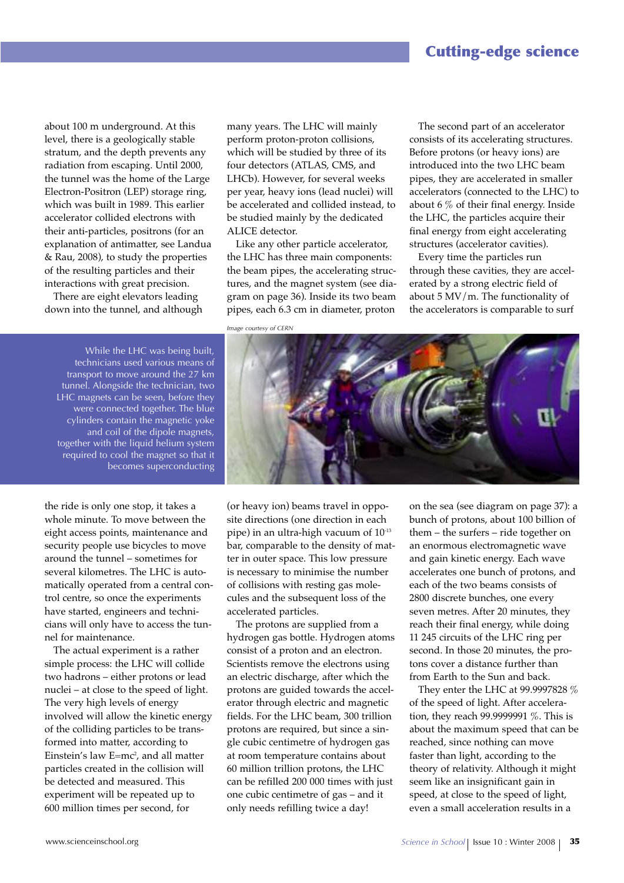about 100 m underground. At this level, there is a geologically stable stratum, and the depth prevents any radiation from escaping. Until 2000, the tunnel was the home of the Large Electron-Positron (LEP) storage ring, which was built in 1989. This earlier accelerator collided electrons with their anti-particles, positrons (for an explanation of antimatter, see Landua & Rau, 2008), to study the properties of the resulting particles and their interactions with great precision.

There are eight elevators leading down into the tunnel, and although the ride is only one stop, it takes a whole minute. To move between the eight access points, maintenance and security people use bicycles to move around the tunnel – sometimes for several kilometres. The LHC is automatically operated from a central control centre, so once the experiments have started, engineers and technicians will only have to access the tunnel for maintenance.

The actual experiment is a rather simple process: the LHC will collide two hadrons – either protons or lead nuclei – at close to the speed of light. The very high levels of energy involved will allow the kinetic energy of the colliding particles to be transformed into matter, according to Einstein's law $E=mc^2$, and all matter particles created in the collision will be detected and measured. This experiment will be repeated up to 600 million times per second, for many years. The LHC will mainly perform proton-proton collisions, which will be studied by three of its four detectors (ATLAS, CMS, and LHCb). However, for several weeks per year, heavy ions (lead nuclei) will be accelerated and collided instead, to be studied mainly by the dedicated ALICE detector.

Like any other particle accelerator, the LHC has three main components: the beam pipes, the accelerating structures, and the magnet system (see diagram on page 36). Inside its two beam pipes, each 6.3 cm in diameter, proton (or heavy ion) beams travel in opposite directions (one direction in each pipe) in an ultra-high vacuum of $10^{-13}$ bar, comparable to the density of matter in outer space. This low pressure is necessary to minimise the number of collisions with resting gas molecules and the subsequent loss of the accelerated particles.

The protons are supplied from a hydrogen gas bottle. Hydrogen atoms consist of a proton and an electron. Scientists remove the electrons using an electric discharge, after which the protons are guided towards the accelerator through electric and magnetic fields. For the LHC beam, 300 trillion protons are required, but since a single cubic centimetre of hydrogen gas at room temperature contains about 60 million trillion protons, the LHC can be refilled 200 000 times with just one cubic centimetre of gas – and it only needs refilling twice a day!

The second part of an accelerator consists of its accelerating structures. Before protons (or heavy ions) are introduced into the two LHC beam pipes, they are accelerated in smaller accelerators (connected to the LHC) to about 6 % of their final energy. Inside the LHC, the particles acquire their final energy from eight accelerating structures (accelerator cavities).

Every time the particles run through these cavities, they are accelerated by a strong electric field of about 5 MV/m. The functionality of the accelerators is comparable to surf on the sea (see diagram on page 37): a bunch of protons, about 100 billion of them – the surfers – ride together on an enormous electromagnetic wave and gain kinetic energy. Each wave accelerates one bunch of protons, and each of the two beams consists of 2800 discrete bunches, one every seven metres. After 20 minutes, they reach their final energy, while doing 11 245 circuits of the LHC ring per second. In those 20 minutes, the protons cover a distance further than from Earth to the Sun and back.

They enter the LHC at 99.9997828 % of the speed of light. After acceleration, they reach 99.9999991 %. This is about the maximum speed that can be reached, since nothing can move faster than light, according to the theory of relativity. Although it might seem like an insignificant gain in speed, at close to the speed of light, even a small acceleration results in a

*Image courtesy of CERN*

While the LHC was being built, technicians used various means of transport to move around the 27 km tunnel. Alongside the technician, two LHC magnets can be seen, before they were connected together. The blue cylinders contain the magnetic yoke and coil of the dipole magnets, together with the liquid helium system required to cool the magnet so that it becomes superconducting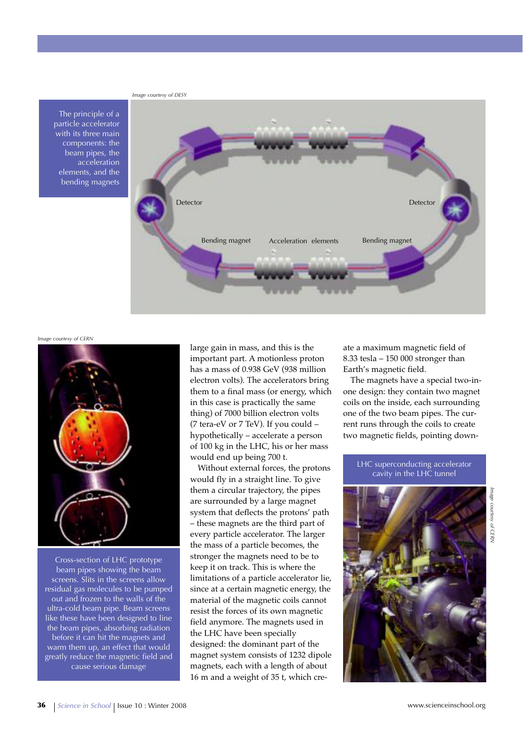Image courtesy of DESY

The principle of a particle accelerator with its three main components: the beam pipes, the acceleration elements, and the bending magnets

Image courtesy of CERN

Cross-section of LHC prototype beam pipes showing the beam screens. Slits in the screens allow residual gas molecules to be pumped out and frozen to the walls of the ultra-cold beam pipe. Beam screens like these have been designed to line the beam pipes, absorbing radiation before it can hit the magnets and warm them up, an effect that would greatly reduce the magnetic field and cause serious damage

large gain in mass, and this is the important part. A motionless proton has a mass of 0.938 GeV (938 million electron volts). The accelerators bring them to a final mass (or energy, which in this case is practically the same thing) of 7000 billion electron volts (7 tera-eV or 7 TeV). If you could – hypothetically – accelerate a person of 100 kg in the LHC, his or her mass would end up being 700 t.

Without external forces, the protons would fly in a straight line. To give them a circular trajectory, the pipes are surrounded by a large magnet system that deflects the protons' path – these magnets are the third part of every particle accelerator. The larger the mass of a particle becomes, the stronger the magnets need to be to keep it on track. This is where the limitations of a particle accelerator lie, since at a certain magnetic energy, the material of the magnetic coils cannot resist the forces of its own magnetic field anymore. The magnets used in the LHC have been specially designed: the dominant part of the magnet system consists of 1232 dipole magnets, each with a length of about 16 m and a weight of 35 t, which create a maximum magnetic field of 8.33 tesla – 150 000 stronger than Earth's magnetic field.

The magnets have a special two-in-one design: they contain two magnet coils on the inside, each surrounding one of the two beam pipes. The current runs through the coils to create two magnetic fields, pointing down-

LHC superconducting accelerator cavity in the LHC tunnel

Image courtesy of CERN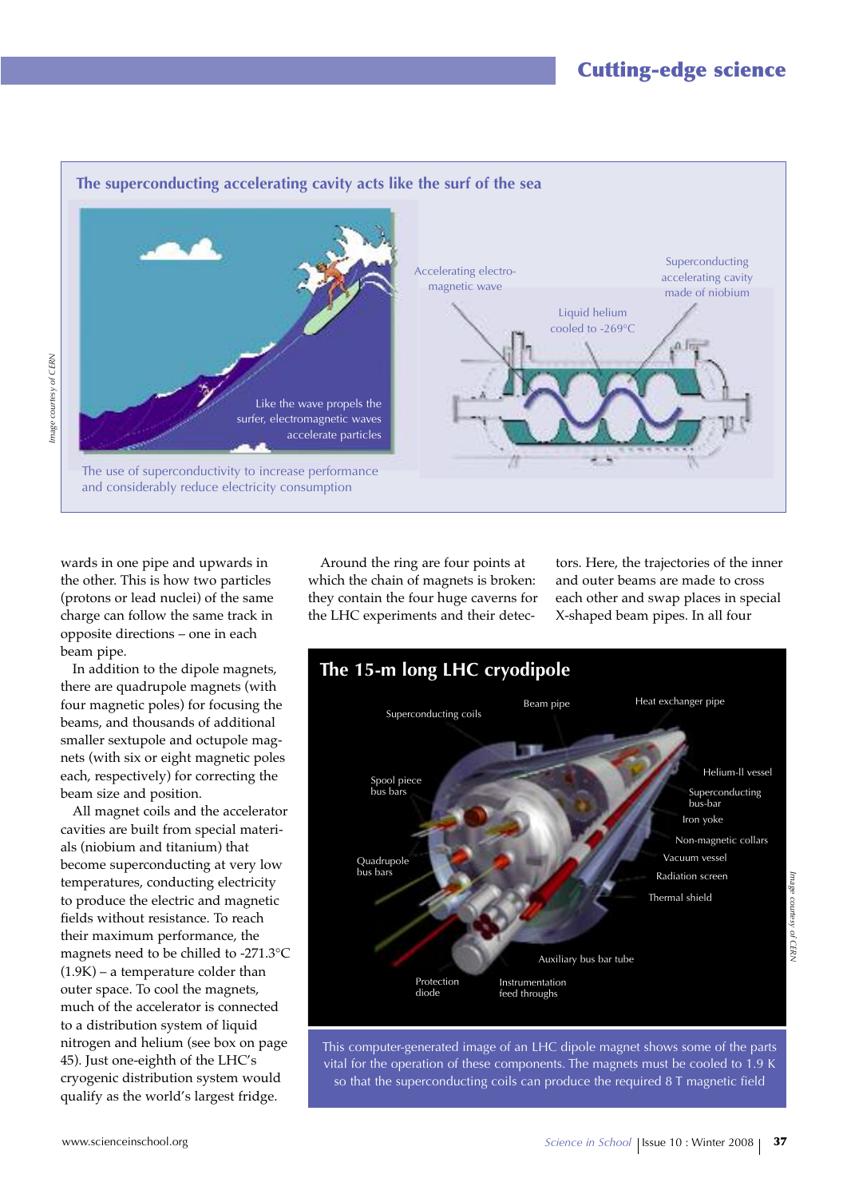### The superconducting accelerating cavity acts like the surf of the sea

Like the wave propels the surfer, electromagnetic waves accelerate particles

Accelerating electro-magnetic wave

Liquid helium cooled to -269°C

Superconducting accelerating cavity made of niobium

The use of superconductivity to increase performance and considerably reduce electricity consumption

*Image courtesy of CERN*

wards in one pipe and upwards in the other. This is how two particles (protons or lead nuclei) of the same charge can follow the same track in opposite directions – one in each beam pipe.

In addition to the dipole magnets, there are quadrupole magnets (with four magnetic poles) for focusing the beams, and thousands of additional smaller sextupole and octupole magnets (with six or eight magnetic poles each, respectively) for correcting the beam size and position.

All magnet coils and the accelerator cavities are built from special materials (niobium and titanium) that become superconducting at very low temperatures, conducting electricity to produce the electric and magnetic fields without resistance. To reach their maximum performance, the magnets need to be chilled to -271.3°C (1.9K) – a temperature colder than outer space. To cool the magnets, much of the accelerator is connected to a distribution system of liquid nitrogen and helium (see box on page 45). Just one-eighth of the LHC's cryogenic distribution system would qualify as the world's largest fridge.

Around the ring are four points at which the chain of magnets is broken: they contain the four huge caverns for the LHC experiments and their detectors. Here, the trajectories of the inner and outer beams are made to cross each other and swap places in special X-shaped beam pipes. In all four

### The 15-m long LHC cryodipole

Superconducting coils

Beam pipe

Heat exchanger pipe

Helium-II vessel

Spool piece bus bars

Superconducting bus-bar

Iron yoke

Non-magnetic collars

Quadrupole bus bars

Vacuum vessel

Radiation screen

Thermal shield

Auxiliary bus bar tube

Protection diode

Instrumentation feed throughs

*Image courtesy of CERN*

This computer-generated image of an LHC dipole magnet shows some of the parts vital for the operation of these components. The magnets must be cooled to 1.9 K so that the superconducting coils can produce the required 8 T magnetic field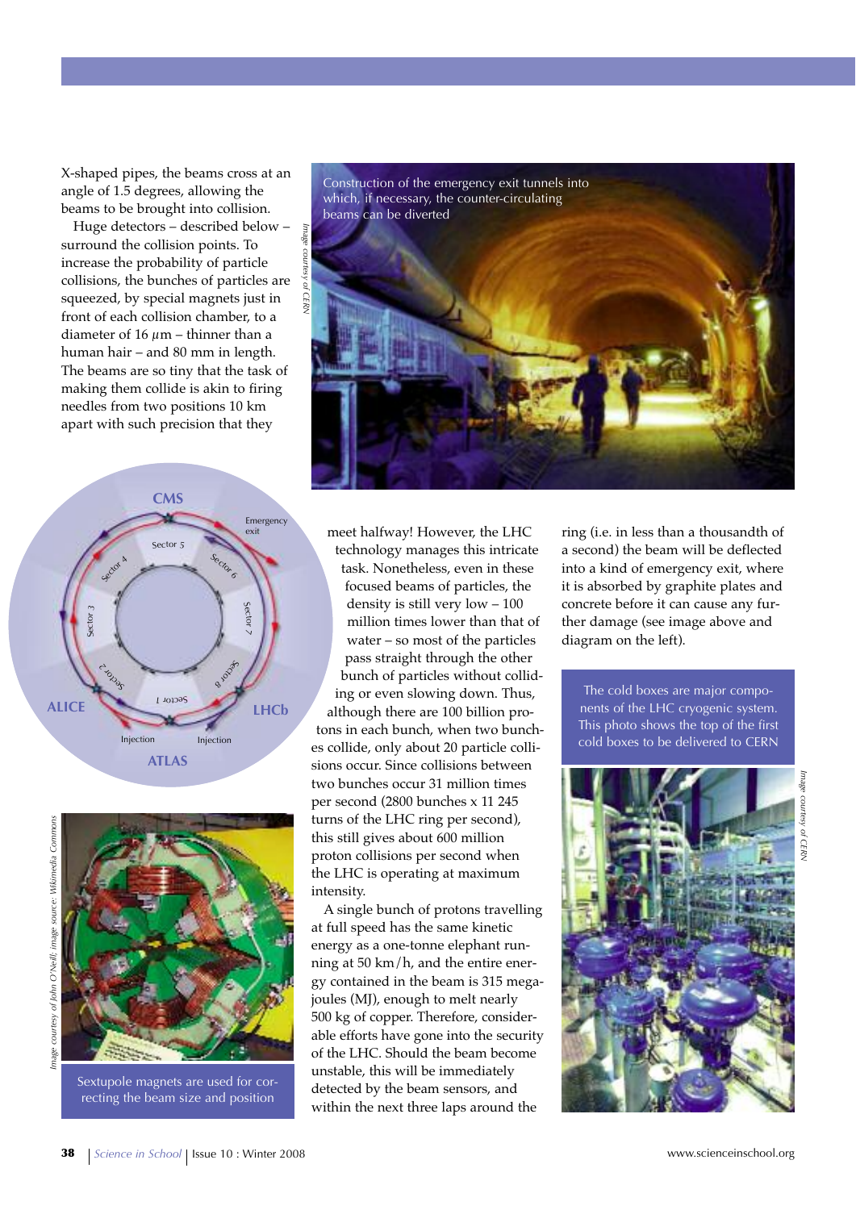X-shaped pipes, the beams cross at an angle of 1.5 degrees, allowing the beams to be brought into collision.

Huge detectors – described below – surround the collision points. To increase the probability of particle collisions, the bunches of particles are squeezed, by special magnets just in front of each collision chamber, to a diameter of 16 $\mu$m – thinner than a human hair – and 80 mm in length. The beams are so tiny that the task of making them collide is akin to firing needles from two positions 10 km apart with such precision that they meet halfway! However, the LHC technology manages this intricate task. Nonetheless, even in these focused beams of particles, the density is still very low – 100 million times lower than that of water – so most of the particles pass straight through the other bunch of particles without colliding or even slowing down. Thus, although there are 100 billion protons in each bunch, when two bunches collide, only about 20 particle collisions occur. Since collisions between two bunches occur 31 million times per second (2800 bunches x 11 245 turns of the LHC ring per second), this still gives about 600 million proton collisions per second when the LHC is operating at maximum intensity.

A single bunch of protons travelling at full speed has the same kinetic energy as a one-tonne elephant running at 50 km/h, and the entire energy contained in the beam is 315 megajoules (MJ), enough to melt nearly 500 kg of copper. Therefore, considerable efforts have gone into the security of the LHC. Should the beam become unstable, this will be immediately detected by the beam sensors, and within the next three laps around the ring (i.e. in less than a thousandth of a second) the beam will be deflected into a kind of emergency exit, where it is absorbed by graphite plates and concrete before it can cause any further damage (see image above and diagram on the left).

Construction of the emergency exit tunnels into which, if necessary, the counter-circulating beams can be diverted

*Image courtesy of CERN*

CMS
Emergency exit
Sector 5
Sector 4
Sector 6
Sector 3
Sector 7
Sector 2
Sector 8
Sector 1
ALICE
LHCb
Injection
Injection
ATLAS

Sextupole magnets are used for correcting the beam size and position

*Image courtesy of John O'Neill; image source: Wikimedia Commons*

The cold boxes are major components of the LHC cryogenic system. This photo shows the top of the first cold boxes to be delivered to CERN

*Image courtesy of CERN*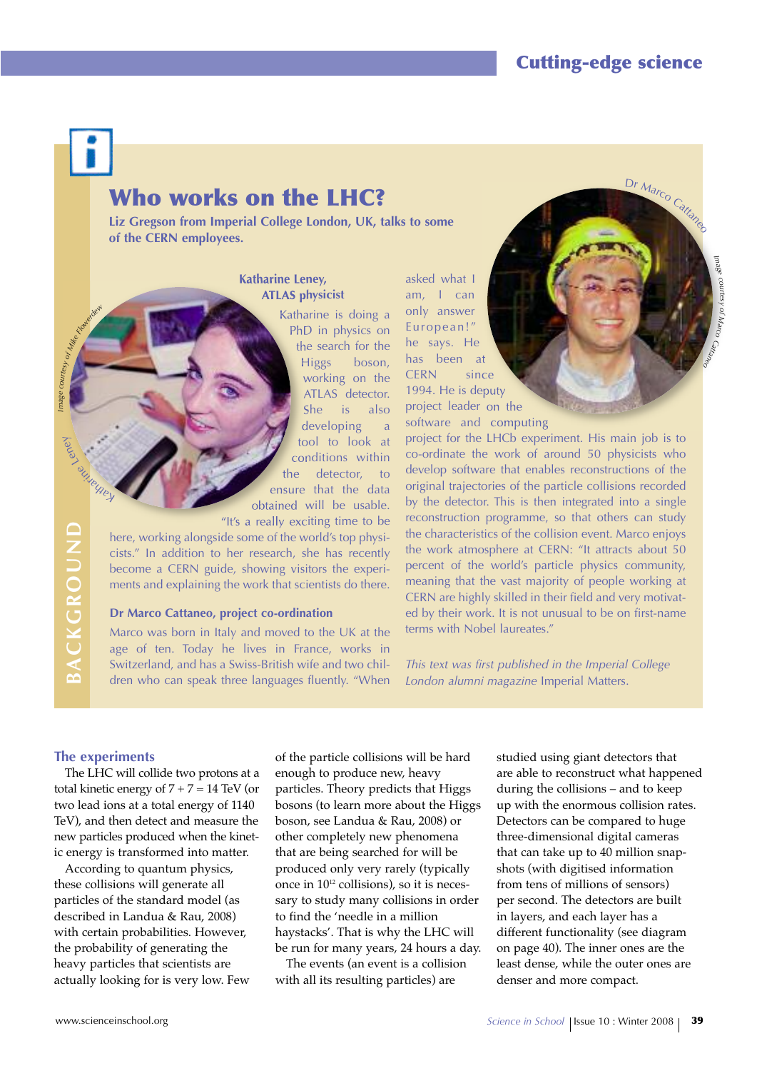# Who works on the LHC?

**Liz Gregson from Imperial College London, UK, talks to some of the CERN employees.**

### Katharine Leney, ATLAS physicist

*Image courtesy of Mike Flowerdew*

Katharine Leney

Katharine is doing a PhD in physics on the search for the Higgs boson, working on the ATLAS detector. She is also developing a tool to look at conditions within the detector, to ensure that the data obtained will be usable. "It's a really exciting time to be here, working alongside some of the world's top physicists." In addition to her research, she has recently become a CERN guide, showing visitors the experiments and explaining the work that scientists do there.

### Dr Marco Cattaneo, project co-ordination

Dr Marco Cattaneo

*Image courtesy of Marco Cattaneo*

Marco was born in Italy and moved to the UK at the age of ten. Today he lives in France, works in Switzerland, and has a Swiss-British wife and two children who can speak three languages fluently. "When asked what I am, I can only answer European!" he says. He has been at CERN since 1994. He is deputy project leader on the software and computing project for the LHCb experiment. His main job is to co-ordinate the work of around 50 physicists who develop software that enables reconstructions of the original trajectories of the particle collisions recorded by the detector. This is then integrated into a single reconstruction programme, so that others can study the characteristics of the collision event. Marco enjoys the work atmosphere at CERN: "It attracts about 50 percent of the world's particle physics community, meaning that the vast majority of people working at CERN are highly skilled in their field and very motivated by their work. It is not unusual to be on first-name terms with Nobel laureates."

*This text was first published in the Imperial College London alumni magazine* Imperial Matters.

## The experiments

The LHC will collide two protons at a total kinetic energy of 7 + 7 = 14 TeV (or two lead ions at a total energy of 1140 TeV), and then detect and measure the new particles produced when the kinetic energy is transformed into matter.

According to quantum physics, these collisions will generate all particles of the standard model (as described in Landua & Rau, 2008) with certain probabilities. However, the probability of generating the heavy particles that scientists are actually looking for is very low. Few of the particle collisions will be hard enough to produce new, heavy particles. Theory predicts that Higgs bosons (to learn more about the Higgs boson, see Landua & Rau, 2008) or other completely new phenomena that are being searched for will be produced only very rarely (typically once in $10^{12}$ collisions), so it is necessary to study many collisions in order to find the 'needle in a million haystacks'. That is why the LHC will be run for many years, 24 hours a day.

The events (an event is a collision with all its resulting particles) are studied using giant detectors that are able to reconstruct what happened during the collisions – and to keep up with the enormous collision rates. Detectors can be compared to huge three-dimensional digital cameras that can take up to 40 million snapshots (with digitised information from tens of millions of sensors) per second. The detectors are built in layers, and each layer has a different functionality (see diagram on page 40). The inner ones are the least dense, while the outer ones are denser and more compact.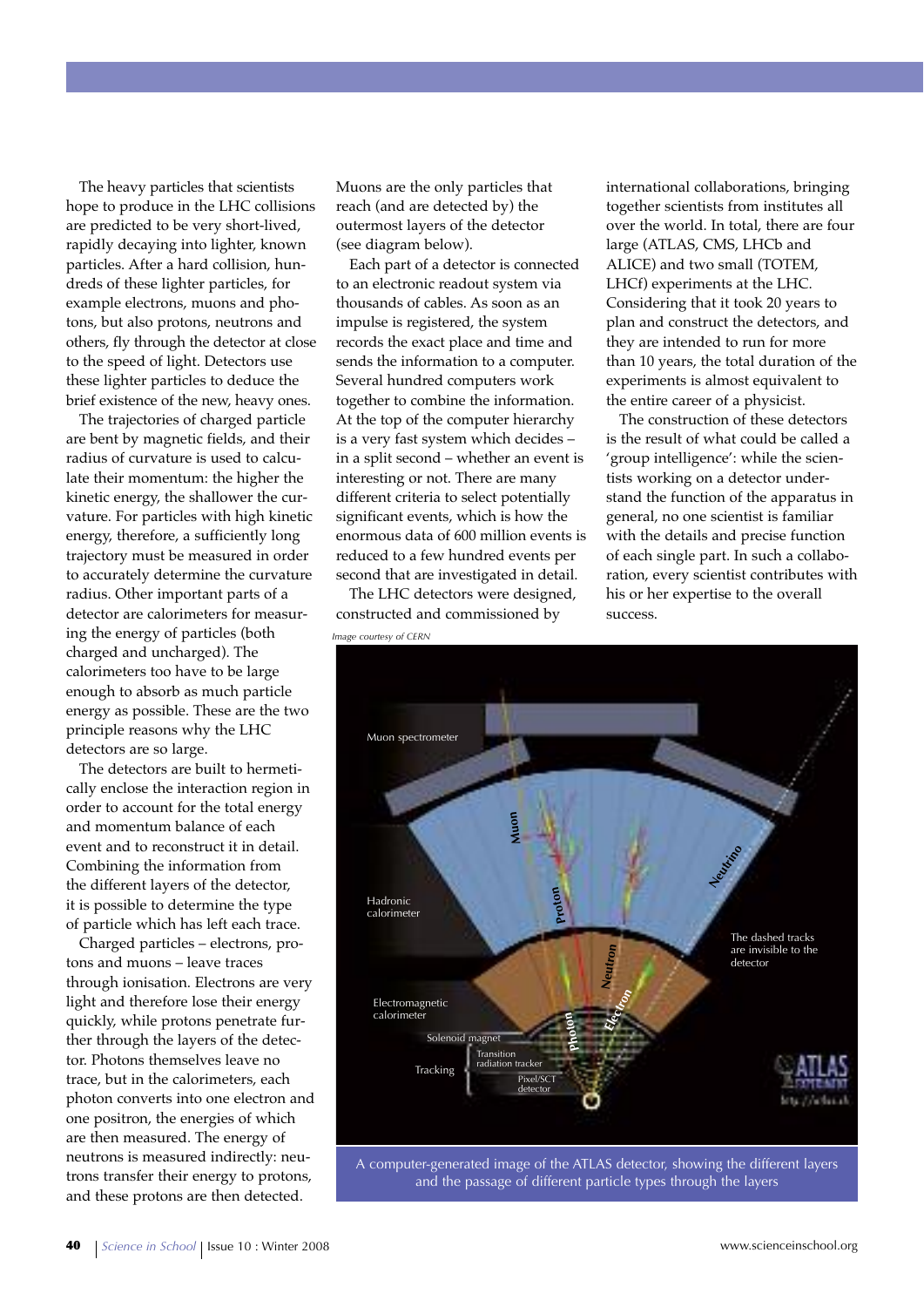The heavy particles that scientists hope to produce in the LHC collisions are predicted to be very short-lived, rapidly decaying into lighter, known particles. After a hard collision, hundreds of these lighter particles, for example electrons, muons and photons, but also protons, neutrons and others, fly through the detector at close to the speed of light. Detectors use these lighter particles to deduce the brief existence of the new, heavy ones.

The trajectories of charged particle are bent by magnetic fields, and their radius of curvature is used to calculate their momentum: the higher the kinetic energy, the shallower the curvature. For particles with high kinetic energy, therefore, a sufficiently long trajectory must be measured in order to accurately determine the curvature radius. Other important parts of a detector are calorimeters for measuring the energy of particles (both charged and uncharged). The calorimeters too have to be large enough to absorb as much particle energy as possible. These are the two principle reasons why the LHC detectors are so large.

The detectors are built to hermetically enclose the interaction region in order to account for the total energy and momentum balance of each event and to reconstruct it in detail. Combining the information from the different layers of the detector, it is possible to determine the type of particle which has left each trace.

Charged particles – electrons, protons and muons – leave traces through ionisation. Electrons are very light and therefore lose their energy quickly, while protons penetrate further through the layers of the detector. Photons themselves leave no trace, but in the calorimeters, each photon converts into one electron and one positron, the energies of which are then measured. The energy of neutrons is measured indirectly: neutrons transfer their energy to protons, and these protons are then detected. Muons are the only particles that reach (and are detected by) the outermost layers of the detector (see diagram below).

Each part of a detector is connected to an electronic readout system via thousands of cables. As soon as an impulse is registered, the system records the exact place and time and sends the information to a computer. Several hundred computers work together to combine the information. At the top of the computer hierarchy is a very fast system which decides – in a split second – whether an event is interesting or not. There are many different criteria to select potentially significant events, which is how the enormous data of 600 million events is reduced to a few hundred events per second that are investigated in detail.

The LHC detectors were designed, constructed and commissioned by international collaborations, bringing together scientists from institutes all over the world. In total, there are four large (ATLAS, CMS, LHCb and ALICE) and two small (TOTEM, LHCf) experiments at the LHC. Considering that it took 20 years to plan and construct the detectors, and they are intended to run for more than 10 years, the total duration of the experiments is almost equivalent to the entire career of a physicist.

The construction of these detectors is the result of what could be called a 'group intelligence': while the scientists working on a detector understand the function of the apparatus in general, no one scientist is familiar with the details and precise function of each single part. In such a collaboration, every scientist contributes with his or her expertise to the overall success.

*Image courtesy of CERN*

Muon spectrometer
Hadronic calorimeter
Electromagnetic calorimeter
Solenoid magnet
Tracking
Transition radiation tracker
Pixel/SCT detector
Muon
Proton
Neutron
Electron
Photon
Neutrino
The dashed tracks are invisible to the detector
ATLAS EXPERIMENT

A computer-generated image of the ATLAS detector, showing the different layers and the passage of different particle types through the layers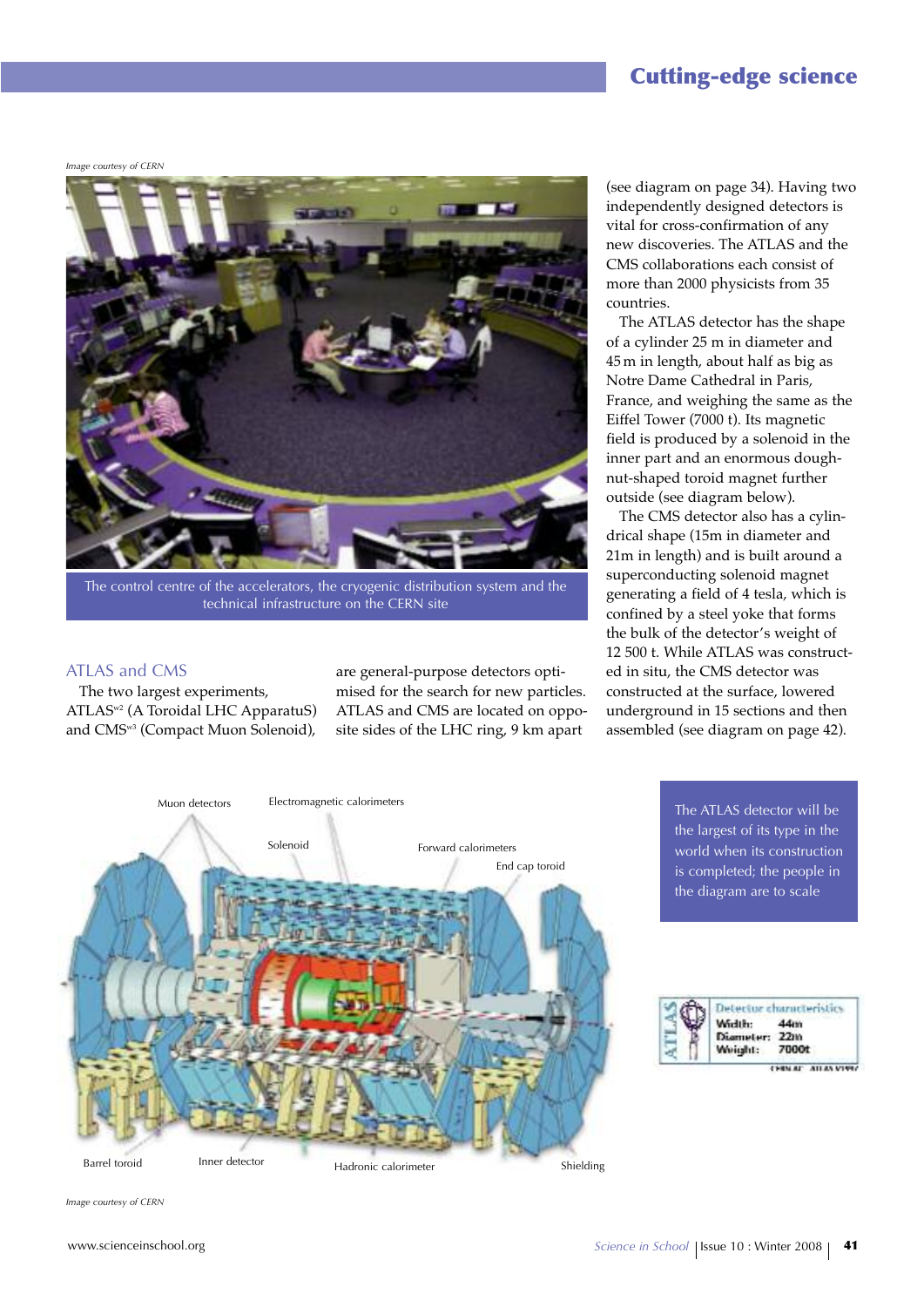Image courtesy of CERN

The control centre of the accelerators, the cryogenic distribution system and the technical infrastructure on the CERN site

### ATLAS and CMS

The two largest experiments, ATLAS[w2] (A Toroidal LHC ApparatuS) and CMS[w3] (Compact Muon Solenoid), are general-purpose detectors optimised for the search for new particles. ATLAS and CMS are located on opposite sides of the LHC ring, 9 km apart (see diagram on page 34). Having two independently designed detectors is vital for cross-confirmation of any new discoveries. The ATLAS and the CMS collaborations each consist of more than 2000 physicists from 35 countries.

The ATLAS detector has the shape of a cylinder 25 m in diameter and 45 m in length, about half as big as Notre Dame Cathedral in Paris, France, and weighing the same as the Eiffel Tower (7000 t). Its magnetic field is produced by a solenoid in the inner part and an enormous doughnut-shaped toroid magnet further outside (see diagram below).

The CMS detector also has a cylindrical shape (15m in diameter and 21m in length) and is built around a superconducting solenoid magnet generating a field of 4 tesla, which is confined by a steel yoke that forms the bulk of the detector's weight of 12 500 t. While ATLAS was constructed in situ, the CMS detector was constructed at the surface, lowered underground in 15 sections and then assembled (see diagram on page 42).

Muon detectors
Electromagnetic calorimeters
Solenoid
Forward calorimeters
End cap toroid
Barrel toroid
Inner detector
Hadronic calorimeter
Shielding

ATLAS
Detector characteristics
Width: 44m
Diameter: 22m
Weight: 7000t

The ATLAS detector will be the largest of its type in the world when its construction is completed; the people in the diagram are to scale

Image courtesy of CERN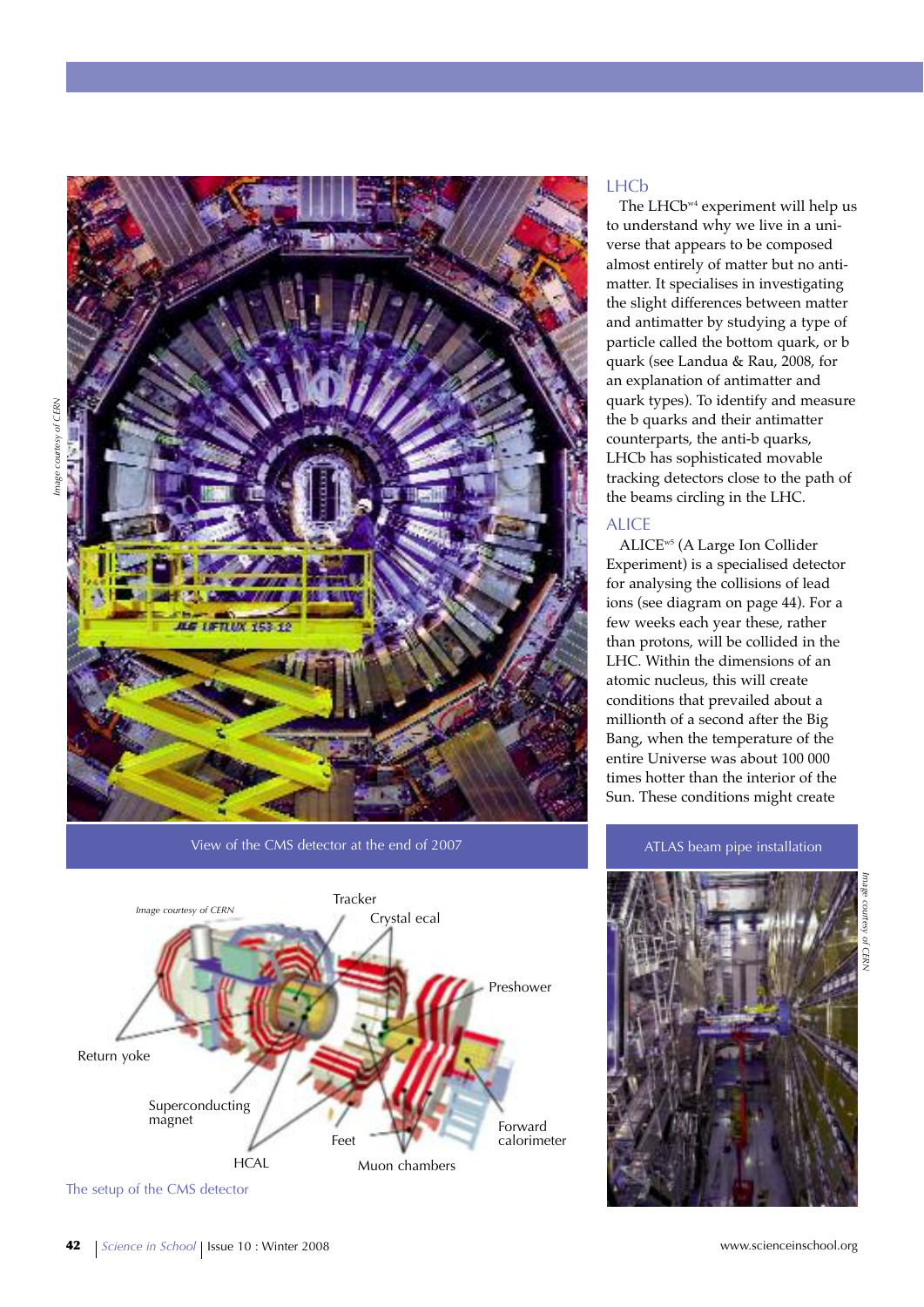View of the CMS detector at the end of 2007

Tracker

Crystal ecal

Preshower

Return yoke

Superconducting magnet

Feet

Forward calorimeter

HCAL

Muon chambers

The setup of the CMS detector

## LHCb

The LHCb[w4] experiment will help us to understand why we live in a universe that appears to be composed almost entirely of matter but no antimatter. It specialises in investigating the slight differences between matter and antimatter by studying a type of particle called the bottom quark, or b quark (see Landua & Rau, 2008, for an explanation of antimatter and quark types). To identify and measure the b quarks and their antimatter counterparts, the anti-b quarks, LHCb has sophisticated movable tracking detectors close to the path of the beams circling in the LHC.

## ALICE

ALICE[w5] (A Large Ion Collider Experiment) is a specialised detector for analysing the collisions of lead ions (see diagram on page 44). For a few weeks each year these, rather than protons, will be collided in the LHC. Within the dimensions of an atomic nucleus, this will create conditions that prevailed about a millionth of a second after the Big Bang, when the temperature of the entire Universe was about 100 000 times hotter than the interior of the Sun. These conditions might create

ATLAS beam pipe installation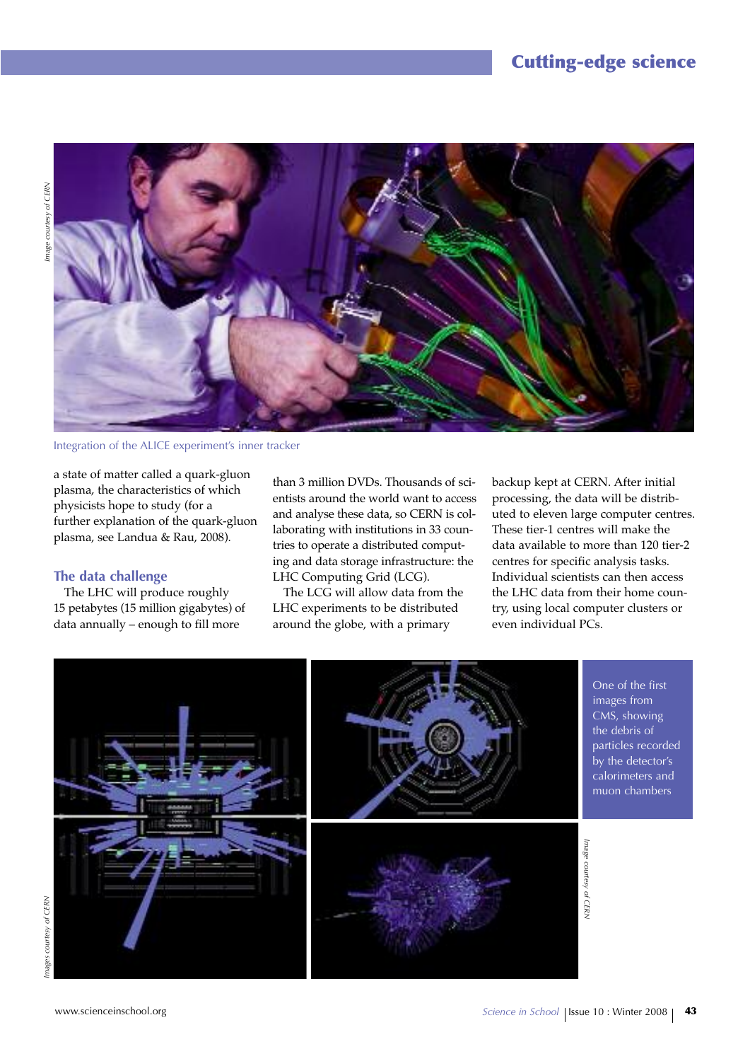Integration of the ALICE experiment's inner tracker

a state of matter called a quark-gluon plasma, the characteristics of which physicists hope to study (for a further explanation of the quark-gluon plasma, see Landua & Rau, 2008).

## The data challenge

The LHC will produce roughly 15 petabytes (15 million gigabytes) of data annually – enough to fill more than 3 million DVDs. Thousands of scientists around the world want to access and analyse these data, so CERN is collaborating with institutions in 33 countries to operate a distributed computing and data storage infrastructure: the LHC Computing Grid (LCG).

The LCG will allow data from the LHC experiments to be distributed around the globe, with a primary backup kept at CERN. After initial processing, the data will be distributed to eleven large computer centres. These tier-1 centres will make the data available to more than 120 tier-2 centres for specific analysis tasks. Individual scientists can then access the LHC data from their home country, using local computer clusters or even individual PCs.

One of the first images from CMS, showing the debris of particles recorded by the detector's calorimeters and muon chambers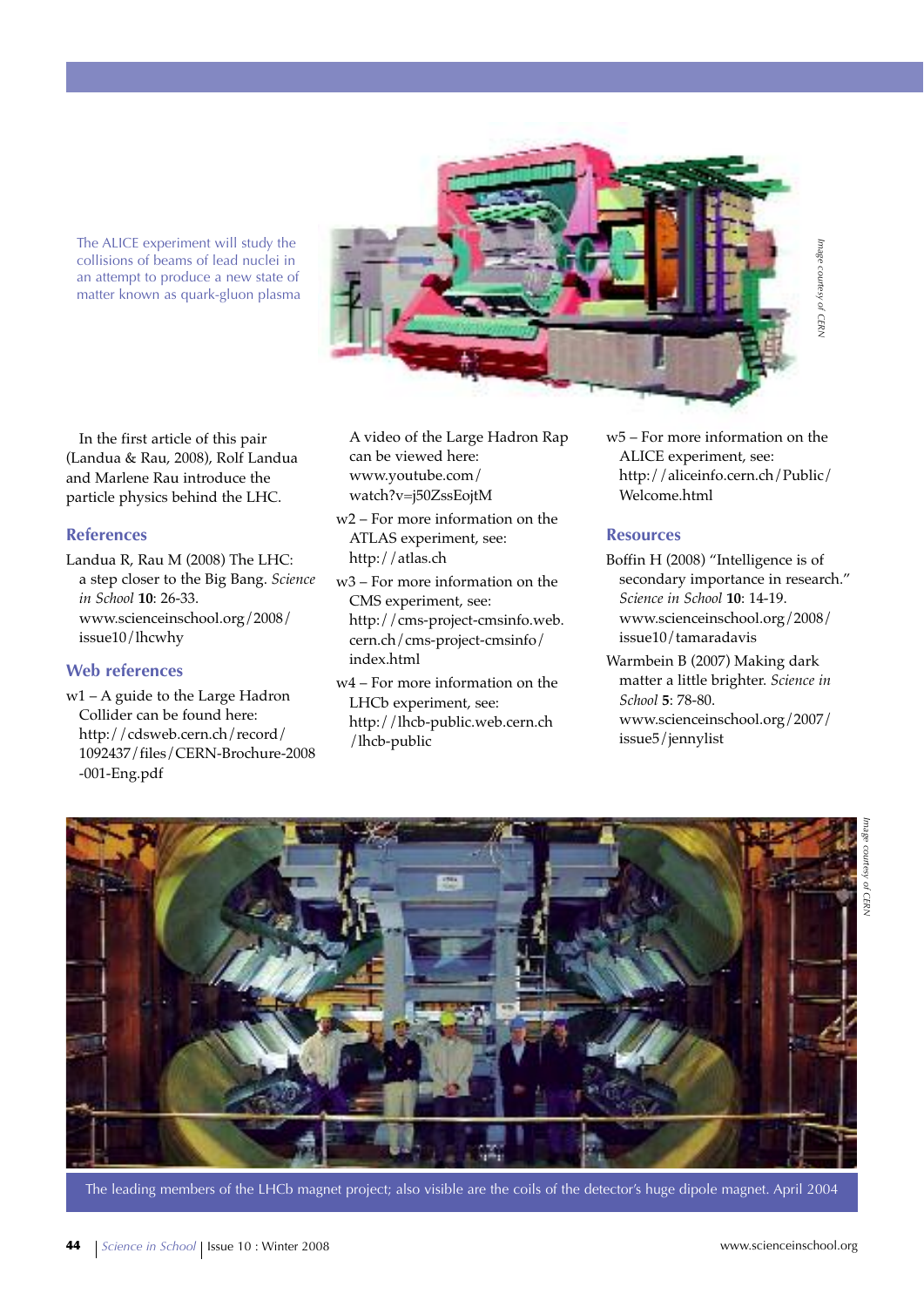The ALICE experiment will study the collisions of beams of lead nuclei in an attempt to produce a new state of matter known as quark-gluon plasma

Image courtesy of CERN

In the first article of this pair (Landua & Rau, 2008), Rolf Landua and Marlene Rau introduce the particle physics behind the LHC.

## References

Landua R, Rau M (2008) The LHC: a step closer to the Big Bang. *Science in School* **10**: 26-33. www.scienceinschool.org/2008/issue10/lhcwhy

## Web references

w1 – A guide to the Large Hadron Collider can be found here: http://cdsweb.cern.ch/record/1092437/files/CERN-Brochure-2008-001-Eng.pdf

A video of the Large Hadron Rap can be viewed here: www.youtube.com/watch?v=j50ZssEojtM

w2 – For more information on the ATLAS experiment, see: http://atlas.ch

w3 – For more information on the CMS experiment, see: http://cms-project-cmsinfo.web.cern.ch/cms-project-cmsinfo/index.html

w4 – For more information on the LHCb experiment, see: http://lhcb-public.web.cern.ch/lhcb-public

w5 – For more information on the ALICE experiment, see: http://aliceinfo.cern.ch/Public/Welcome.html

## Resources

Boffin H (2008) "Intelligence is of secondary importance in research." *Science in School* **10**: 14-19. www.scienceinschool.org/2008/issue10/tamaradavis

Warmbein B (2007) Making dark matter a little brighter. *Science in School* **5**: 78-80. www.scienceinschool.org/2007/issue5/jennylist

Image courtesy of CERN

The leading members of the LHCb magnet project; also visible are the coils of the detector's huge dipole magnet. April 2004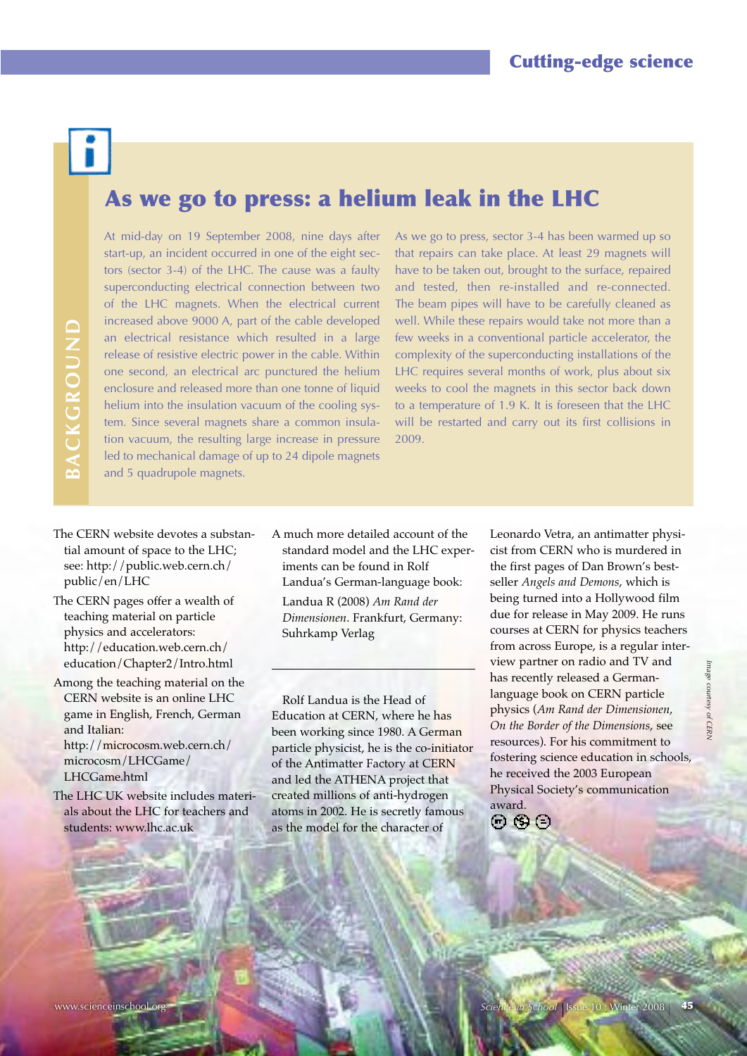## BACKGROUND

# As we go to press: a helium leak in the LHC

At mid-day on 19 September 2008, nine days after start-up, an incident occurred in one of the eight sectors (sector 3-4) of the LHC. The cause was a faulty superconducting electrical connection between two of the LHC magnets. When the electrical current increased above 9000 A, part of the cable developed an electrical resistance which resulted in a large release of resistive electric power in the cable. Within one second, an electrical arc punctured the helium enclosure and released more than one tonne of liquid helium into the insulation vacuum of the cooling system. Since several magnets share a common insulation vacuum, the resulting large increase in pressure led to mechanical damage of up to 24 dipole magnets and 5 quadrupole magnets.

As we go to press, sector 3-4 has been warmed up so that repairs can take place. At least 29 magnets will have to be taken out, brought to the surface, repaired and tested, then re-installed and re-connected. The beam pipes will have to be carefully cleaned as well. While these repairs would take not more than a few weeks in a conventional particle accelerator, the complexity of the superconducting installations of the LHC requires several months of work, plus about six weeks to cool the magnets in this sector back down to a temperature of 1.9 K. It is foreseen that the LHC will be restarted and carry out its first collisions in 2009.

The CERN website devotes a substantial amount of space to the LHC; see: http://public.web.cern.ch/public/en/LHC

The CERN pages offer a wealth of teaching material on particle physics and accelerators: http://education.web.cern.ch/education/Chapter2/Intro.html

Among the teaching material on the CERN website is an online LHC game in English, French, German and Italian: http://microcosm.web.cern.ch/microcosm/LHCGame/LHCGame.html

The LHC UK website includes materials about the LHC for teachers and students: www.lhc.ac.uk

A much more detailed account of the standard model and the LHC experiments can be found in Rolf Landua's German-language book:

Landua R (2008) *Am Rand der Dimensionen*. Frankfurt, Germany: Suhrkamp Verlag

---

Rolf Landua is the Head of Education at CERN, where he has been working since 1980. A German particle physicist, he is the co-initiator of the Antimatter Factory at CERN and led the ATHENA project that created millions of anti-hydrogen atoms in 2002. He is secretly famous as the model for the character of Leonardo Vetra, an antimatter physicist from CERN who is murdered in the first pages of Dan Brown's bestseller *Angels and Demons*, which is being turned into a Hollywood film due for release in May 2009. He runs courses at CERN for physics teachers from across Europe, is a regular interview partner on radio and TV and has recently released a German-language book on CERN particle physics (*Am Rand der Dimensionen*, *On the Border of the Dimensions*, see resources). For his commitment to fostering science education in schools, he received the 2003 European Physical Society's communication award.

Image courtesy of CERN